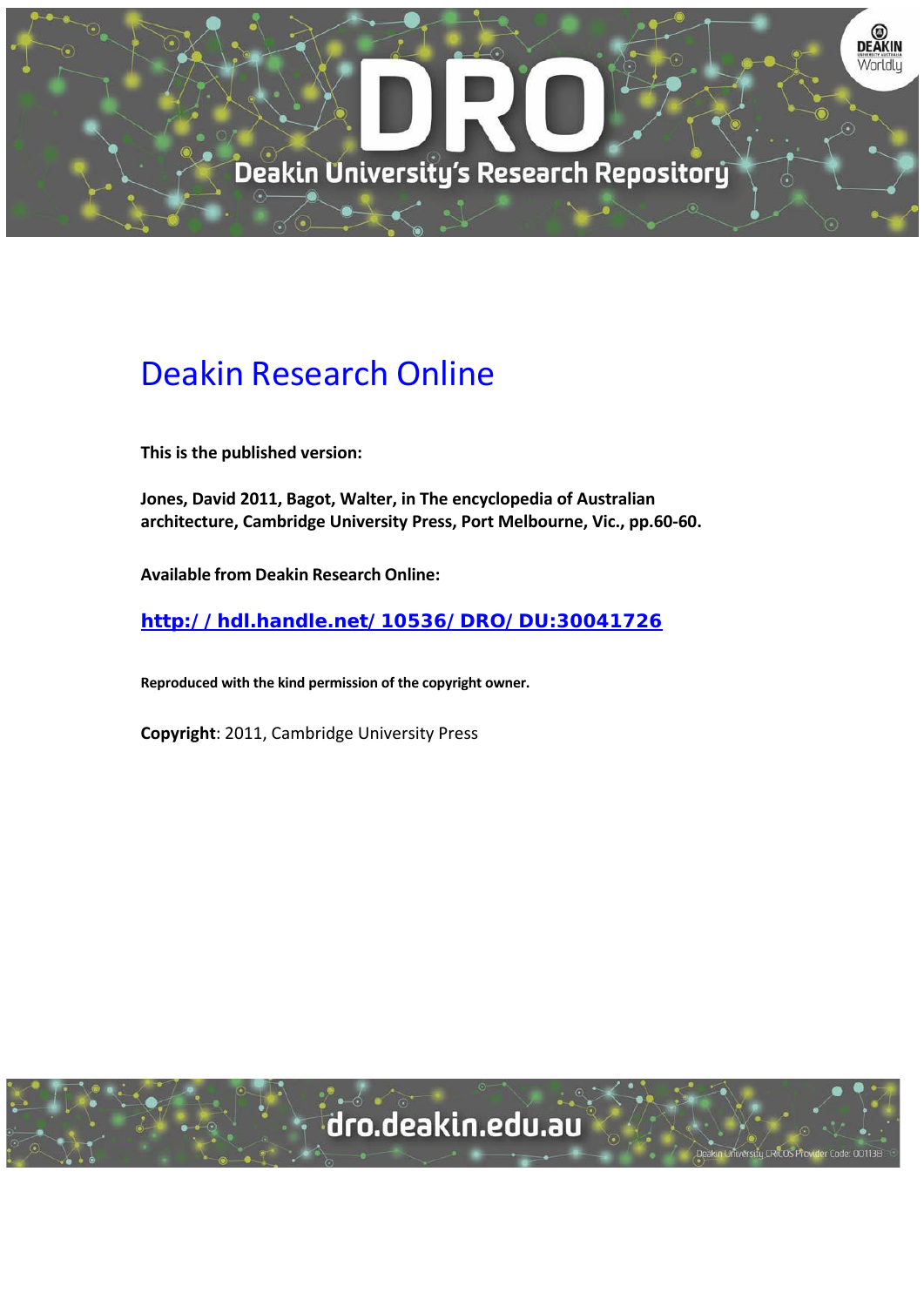# Deakin Research Online

**This is the published version:**

**Jones, David 2011, Bagot, Walter, in The encyclopedia of Australian architecture, Cambridge University Press, Port Melbourne, Vic., pp.60-60.**

**Available from Deakin Research Online:**

**http://hdl.handle.net/10536/DRO/DU:30041726**

**Reproduced with the kind permission of the copyright owner.**

**Copyright**: 2011, Cambridge University Press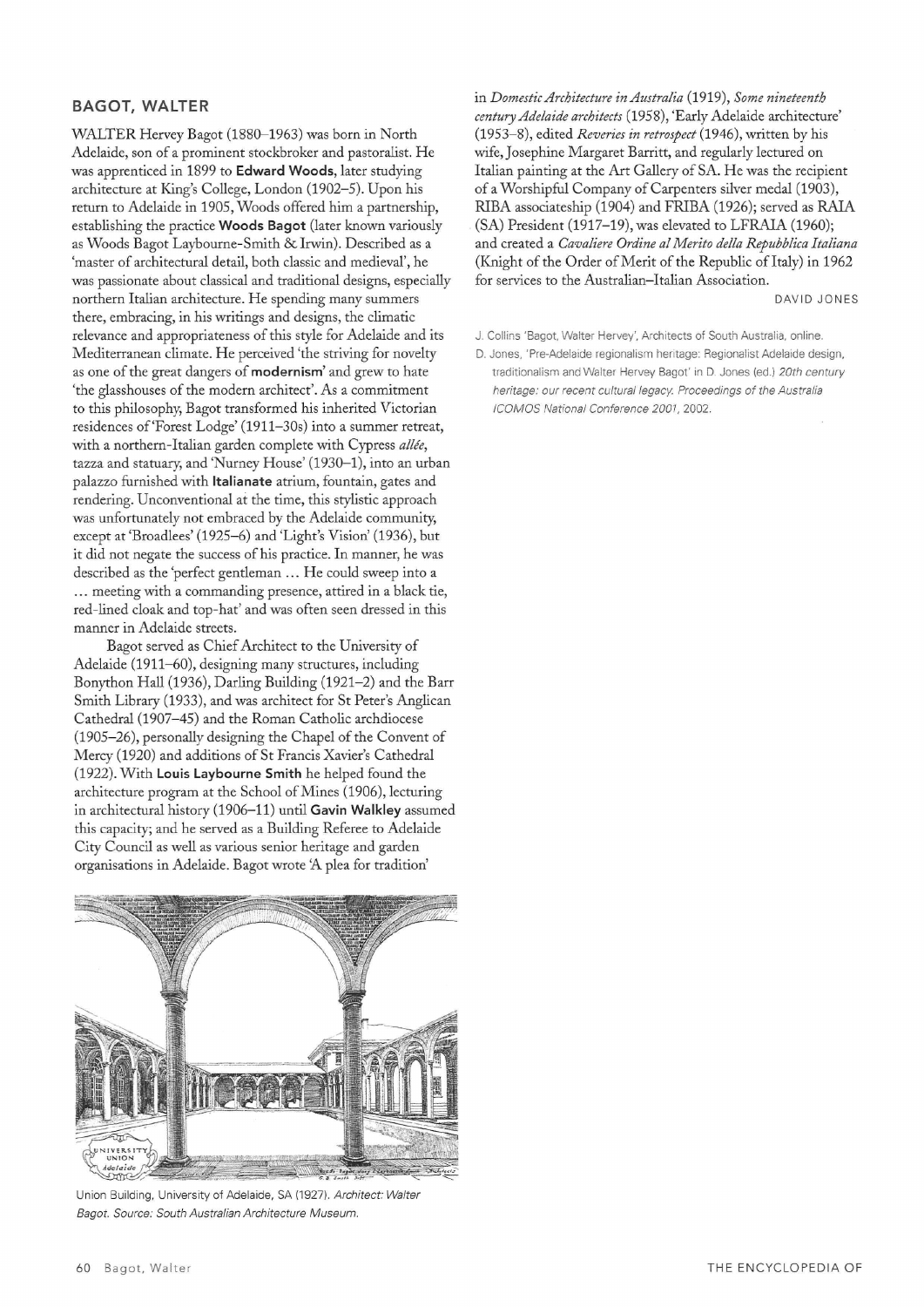## BAGOT, WALTER

WALTER Hervey Bagot (1880–1963) was born in North Adelaide, son of a prominent stockbroker and pastoralist. He was apprenticed in 1899 to **Edward Woods**, later studying architecture at King's College, London (1902–5). Upon his return to Adelaide in 1905, Woods offered him a partnership, establishing the practice **Woods Bagot** (later known variously as Woods Bagot Laybourne-Smith & Irwin). Described as a 'master of architectural detail, both classic and medieval', he was passionate about classical and traditional designs, especially northern Italian architecture. He spending many summers there, embracing, in his writings and designs, the climatic relevance and appropriateness of this style for Adelaide and its Mediterranean climate. He perceived 'the striving for novelty as one of the great dangers of **modernism**' and grew to hate 'the glasshouses of the modern architect'. As a commitment to this philosophy, Bagot transformed his inherited Victorian residences of 'Forest Lodge' (1911–30s) into a summer retreat, with a northern-Italian garden complete with Cypress *allée*, tazza and statuary, and 'Nurney House' (1930–1), into an urban palazzo furnished with **Italianate** atrium, fountain, gates and rendering. Unconventional at the time, this stylistic approach was unfortunately not embraced by the Adelaide community, except at 'Broadlees' (1925–6) and 'Light's Vision' (1936), but it did not negate the success of his practice. In manner, he was described as the 'perfect gentleman ... He could sweep into a ... meeting with a commanding presence, attired in a black tie, red-lined cloak and top-hat' and was often seen dressed in this manner in Adelaide streets.

Bagot served as Chief Architect to the University of Adelaide (1911–60), designing many structures, including Bonython Hall (1936), Darling Building (1921–2) and the Barr Smith Library (1933), and was architect for St Peter's Anglican Cathedral (1907–45) and the Roman Catholic archdiocese (1905–26), personally designing the Chapel of the Convent of Mercy (1920) and additions of St Francis Xavier's Cathedral (1922). With **Louis Laybourne Smith** he helped found the architecture program at the School of Mines (1906), lecturing in architectural history (1906–11) until **Gavin Walkley** assumed this capacity; and he served as a Building Referee to Adelaide City Council as well as various senior heritage and garden organisations in Adelaide. Bagot wrote 'A plea for tradition' in *Domestic Architecture in Australia* (1919), *Some nineteenth century Adelaide architects* (1958), 'Early Adelaide architecture' (1953–8), edited *Reveries in retrospect* (1946), written by his wife, Josephine Margaret Barritt, and regularly lectured on Italian painting at the Art Gallery of SA. He was the recipient of a Worshipful Company of Carpenters silver medal (1903), RIBA associateship (1904) and FRIBA (1926); served as RAIA (SA) President (1917–19), was elevated to LFRAIA (1960); and created a *Cavaliere Ordine al Merito della Repubblica Italiana* (Knight of the Order of Merit of the Republic of Italy) in 1962 for services to the Australian–Italian Association.

DAVID JONES

J. Collins 'Bagot, Walter Hervey', Architects of South Australia, online.

D. Jones, 'Pre-Adelaide regionalism heritage: Regionalist Adelaide design, traditionalism and Walter Hervey Bagot' in D. Jones (ed.) *20th century heritage: our recent cultural legacy. Proceedings of the Australia ICOMOS National Conference 2001*, 2002.

Union Building, University of Adelaide, SA (1927). *Architect: Walter Bagot. Source: South Australian Architecture Museum.*